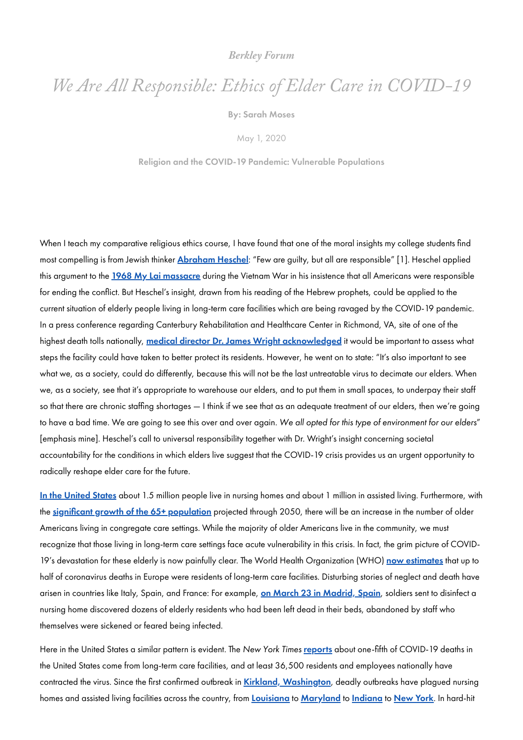*Berkley Forum*

# *We Are All Responsible: Ethics of Elder Care in COVID-19*

By: Sarah Moses

May 1, 2020

Religion and the COVID-19 Pandemic: Vulnerable Populations

When I teach my comparative religious ethics course, I have found that one of the moral insights my college students find most compelling is from Jewish thinker **Abraham Heschel**: "Few are guilty, but all are responsible" [1]. Heschel applied this argument to the **1968 My Lai massacre** during the Vietnam War in his insistence that all Americans were responsible for ending the conflict. But Heschel's insight, drawn from his reading of the Hebrew prophets, could be applied to the current situation of elderly people living in long-term care facilities which are being ravaged by the COVID-19 pandemic. In a press conference regarding Canterbury Rehabilitation and Healthcare Center in Richmond, VA, site of one of the highest death tolls nationally, **medical director Dr. James Wright acknowledged** it would be important to assess what steps the facility could have taken to better protect its residents. However, he went on to state: "It's also important to see what we, as a society, could do differently, because this will not be the last untreatable virus to decimate our elders. When we, as a society, see that it's appropriate to warehouse our elders, and to put them in small spaces, to underpay their staff so that there are chronic staffing shortages — I think if we see that as an adequate treatment of our elders, then we're going to have a bad time. We are going to see this over and over again. *We all opted for this type of environment for our elders*" [emphasis mine]. Heschel's call to universal responsibility together with Dr. Wright's insight concerning societal accountability for the conditions in which elders live suggest that the COVID-19 crisis provides us an urgent opportunity to radically reshape elder care for the future.

**In the United States** about 1.5 million people live in nursing homes and about 1 million in assisted living. Furthermore, with the **significant growth of the 65+ population** projected through 2050, there will be an increase in the number of older Americans living in congregate care settings. While the majority of older Americans live in the community, we must recognize that those living in long-term care settings face acute vulnerability in this crisis. In fact, the grim picture of COVID-19's devastation for these elderly is now painfully clear. The World Health Organization (WHO) **now estimates** that up to half of coronavirus deaths in Europe were residents of long-term care facilities. Disturbing stories of neglect and death have arisen in countries like Italy, Spain, and France: For example, **on March 23 in Madrid, Spain**, soldiers sent to disinfect a nursing home discovered dozens of elderly residents who had been left dead in their beds, abandoned by staff who themselves were sickened or feared being infected.

Here in the United States a similar pattern is evident. The *New York Times* **reports** about one-fifth of COVID-19 deaths in the United States come from long-term care facilities, and at least 36,500 residents and employees nationally have contracted the virus. Since the first confirmed outbreak in **Kirkland, Washington**, deadly outbreaks have plagued nursing homes and assisted living facilities across the country, from **Louisiana** to **Maryland** to **Indiana** to **New York**. In hard-hit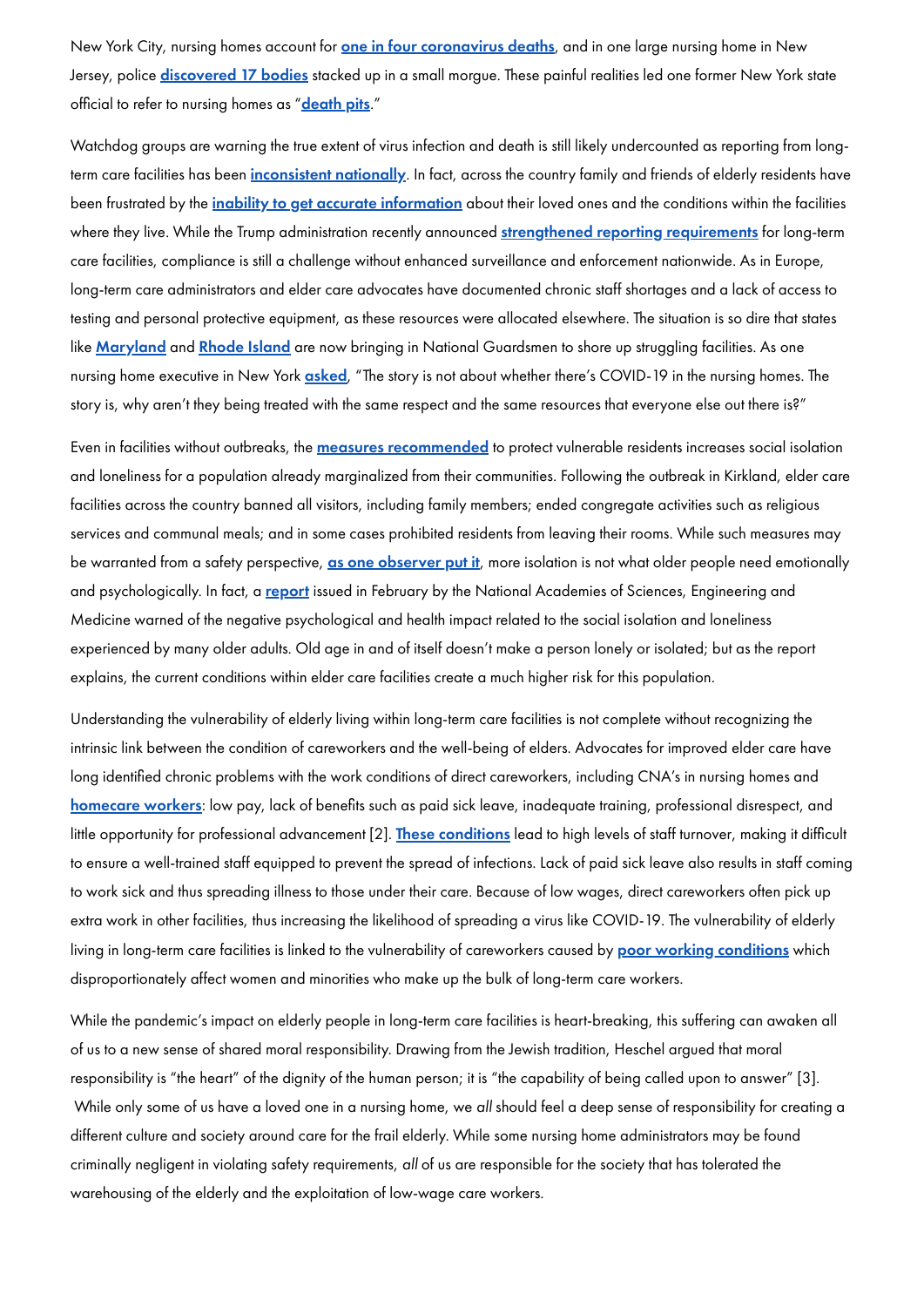New York City, nursing homes account for **one in four coronavirus deaths**, and in one large nursing home in New Jersey, police **discovered 17 bodies** stacked up in a small morgue. These painful realities led one former New York state official to refer to nursing homes as "**death pits**."

Watchdog groups are warning the true extent of virus infection and death is still likely undercounted as reporting from long-term care facilities has been **inconsistent nationally**. In fact, across the country family and friends of elderly residents have been frustrated by the **inability to get accurate information** about their loved ones and the conditions within the facilities where they live. While the Trump administration recently announced **strengthened reporting requirements** for long-term care facilities, compliance is still a challenge without enhanced surveillance and enforcement nationwide. As in Europe, long-term care administrators and elder care advocates have documented chronic staff shortages and a lack of access to testing and personal protective equipment, as these resources were allocated elsewhere. The situation is so dire that states like **Maryland** and **Rhode Island** are now bringing in National Guardsmen to shore up struggling facilities. As one nursing home executive in New York **asked**, "The story is not about whether there's COVID-19 in the nursing homes. The story is, why aren't they being treated with the same respect and the same resources that everyone else out there is?"

Even in facilities without outbreaks, the **measures recommended** to protect vulnerable residents increases social isolation and loneliness for a population already marginalized from their communities. Following the outbreak in Kirkland, elder care facilities across the country banned all visitors, including family members; ended congregate activities such as religious services and communal meals; and in some cases prohibited residents from leaving their rooms. While such measures may be warranted from a safety perspective, **as one observer put it**, more isolation is not what older people need emotionally and psychologically. In fact, a **report** issued in February by the National Academies of Sciences, Engineering and Medicine warned of the negative psychological and health impact related to the social isolation and loneliness experienced by many older adults. Old age in and of itself doesn't make a person lonely or isolated; but as the report explains, the current conditions within elder care facilities create a much higher risk for this population.

Understanding the vulnerability of elderly living within long-term care facilities is not complete without recognizing the intrinsic link between the condition of careworkers and the well-being of elders. Advocates for improved elder care have long identified chronic problems with the work conditions of direct careworkers, including CNA's in nursing homes and **homecare workers**: low pay, lack of benefits such as paid sick leave, inadequate training, professional disrespect, and little opportunity for professional advancement [2]. **These conditions** lead to high levels of staff turnover, making it difficult to ensure a well-trained staff equipped to prevent the spread of infections. Lack of paid sick leave also results in staff coming to work sick and thus spreading illness to those under their care. Because of low wages, direct careworkers often pick up extra work in other facilities, thus increasing the likelihood of spreading a virus like COVID-19. The vulnerability of elderly living in long-term care facilities is linked to the vulnerability of careworkers caused by **poor working conditions** which disproportionately affect women and minorities who make up the bulk of long-term care workers.

While the pandemic's impact on elderly people in long-term care facilities is heart-breaking, this suffering can awaken all of us to a new sense of shared moral responsibility. Drawing from the Jewish tradition, Heschel argued that moral responsibility is "the heart" of the dignity of the human person; it is "the capability of being called upon to answer" [3]. While only some of us have a loved one in a nursing home, we *all* should feel a deep sense of responsibility for creating a different culture and society around care for the frail elderly. While some nursing home administrators may be found criminally negligent in violating safety requirements, *all* of us are responsible for the society that has tolerated the warehousing of the elderly and the exploitation of low-wage care workers.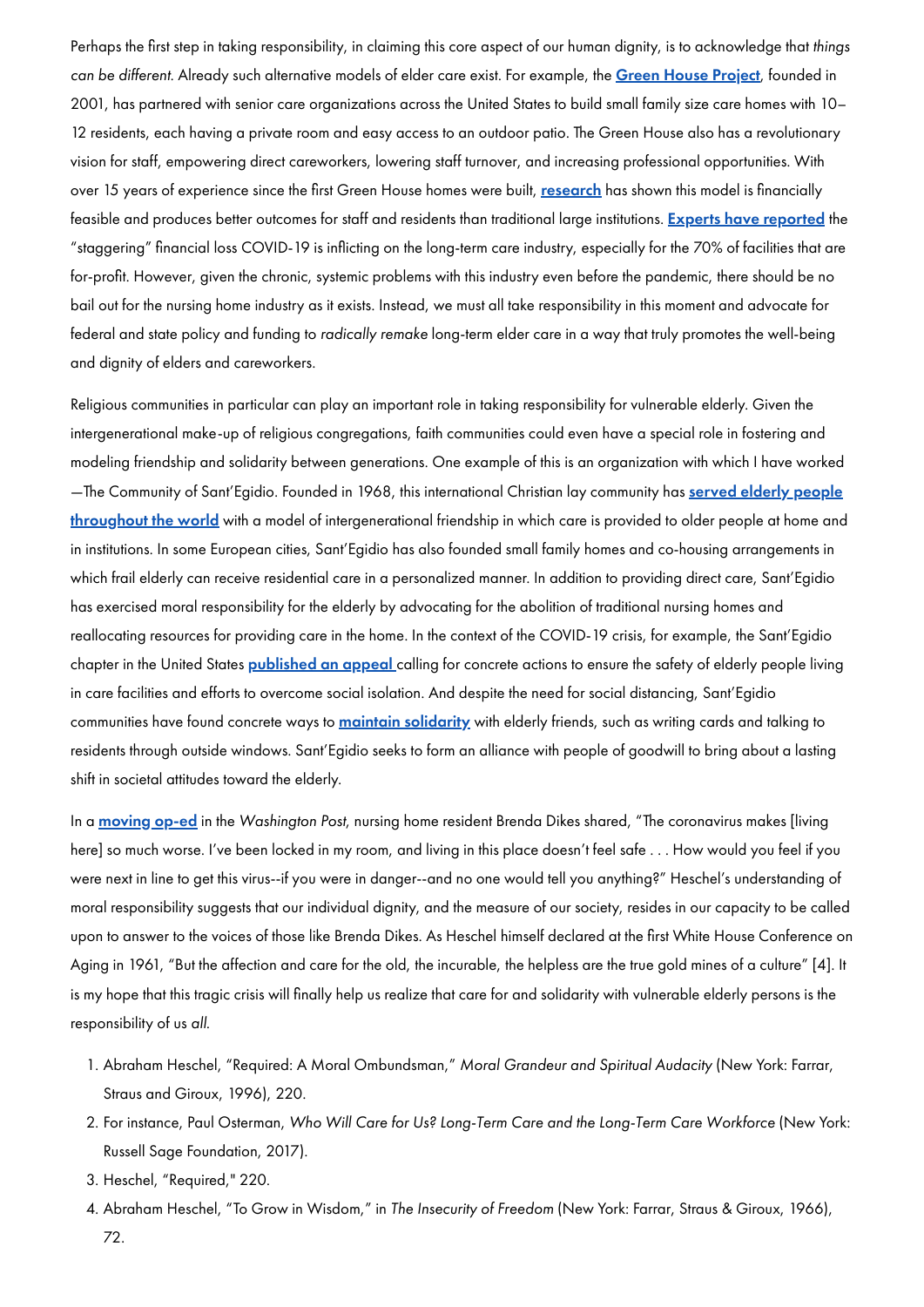Perhaps the first step in taking responsibility, in claiming this core aspect of our human dignity, is to acknowledge that *things can be different.* Already such alternative models of elder care exist. For example, the **Green House Project**, founded in 2001, has partnered with senior care organizations across the United States to build small family size care homes with 10–12 residents, each having a private room and easy access to an outdoor patio. The Green House also has a revolutionary vision for staff, empowering direct careworkers, lowering staff turnover, and increasing professional opportunities. With over 15 years of experience since the first Green House homes were built, **research** has shown this model is financially feasible and produces better outcomes for staff and residents than traditional large institutions. **Experts have reported** the "staggering" financial loss COVID-19 is inflicting on the long-term care industry, especially for the 70% of facilities that are for-profit. However, given the chronic, systemic problems with this industry even before the pandemic, there should be no bail out for the nursing home industry as it exists. Instead, we must all take responsibility in this moment and advocate for federal and state policy and funding to *radically remake* long-term elder care in a way that truly promotes the well-being and dignity of elders and careworkers.

Religious communities in particular can play an important role in taking responsibility for vulnerable elderly. Given the intergenerational make-up of religious congregations, faith communities could even have a special role in fostering and modeling friendship and solidarity between generations. One example of this is an organization with which I have worked —The Community of Sant'Egidio. Founded in 1968, this international Christian lay community has **served elderly people throughout the world** with a model of intergenerational friendship in which care is provided to older people at home and in institutions. In some European cities, Sant'Egidio has also founded small family homes and co-housing arrangements in which frail elderly can receive residential care in a personalized manner. In addition to providing direct care, Sant'Egidio has exercised moral responsibility for the elderly by advocating for the abolition of traditional nursing homes and reallocating resources for providing care in the home. In the context of the COVID-19 crisis, for example, the Sant'Egidio chapter in the United States **published an appeal** calling for concrete actions to ensure the safety of elderly people living in care facilities and efforts to overcome social isolation. And despite the need for social distancing, Sant'Egidio communities have found concrete ways to **maintain solidarity** with elderly friends, such as writing cards and talking to residents through outside windows. Sant'Egidio seeks to form an alliance with people of goodwill to bring about a lasting shift in societal attitudes toward the elderly.

In a **moving op-ed** in the *Washington Post*, nursing home resident Brenda Dikes shared, "The coronavirus makes [living here] so much worse. I've been locked in my room, and living in this place doesn't feel safe . . . How would you feel if you were next in line to get this virus--if you were in danger--and no one would tell you anything?" Heschel's understanding of moral responsibility suggests that our individual dignity, and the measure of our society, resides in our capacity to be called upon to answer to the voices of those like Brenda Dikes. As Heschel himself declared at the first White House Conference on Aging in 1961, "But the affection and care for the old, the incurable, the helpless are the true gold mines of a culture" [4]. It is my hope that this tragic crisis will finally help us realize that care for and solidarity with vulnerable elderly persons is the responsibility of us *all*.

1. Abraham Heschel, "Required: A Moral Ombundsman," *Moral Grandeur and Spiritual Audacity* (New York: Farrar, Straus and Giroux, 1996), 220.
2. For instance, Paul Osterman, *Who Will Care for Us? Long-Term Care and the Long-Term Care Workforce* (New York: Russell Sage Foundation, 2017).
3. Heschel, "Required," 220.
4. Abraham Heschel, "To Grow in Wisdom," in *The Insecurity of Freedom* (New York: Farrar, Straus & Giroux, 1966), 72.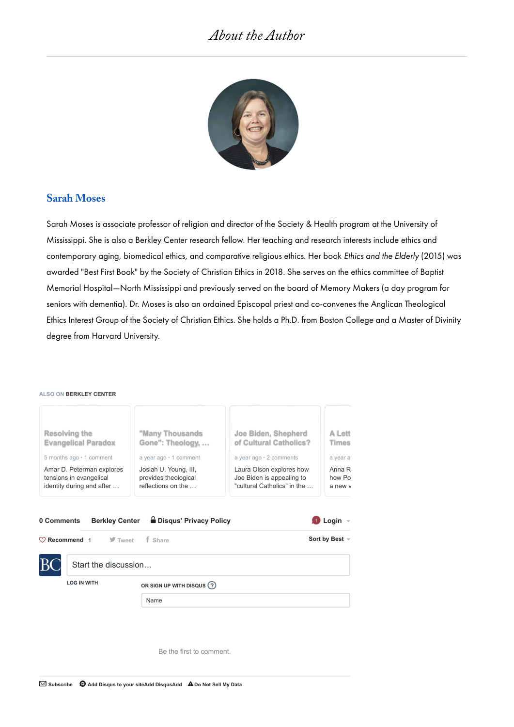# *About the Author*

## Sarah Moses

Sarah Moses is associate professor of religion and director of the Society & Health program at the University of Mississippi. She is also a Berkley Center research fellow. Her teaching and research interests include ethics and contemporary aging, biomedical ethics, and comparative religious ethics. Her book *Ethics and the Elderly* (2015) was awarded "Best First Book" by the Society of Christian Ethics in 2018. She serves on the ethics committee of Baptist Memorial Hospital—North Mississippi and previously served on the board of Memory Makers (a day program for seniors with dementia). Dr. Moses is also an ordained Episcopal priest and co-convenes the Anglican Theological Ethics Interest Group of the Society of Christian Ethics. She holds a Ph.D. from Boston College and a Master of Divinity degree from Harvard University.

ALSO ON **BERKLEY CENTER**

**Resolving the Evangelical Paradox**
5 months ago · 1 comment
Amar D. Peterman explores tensions in evangelical identity during and after …

**"Many Thousands Gone": Theology, …**
a year ago · 1 comment
Josiah U. Young, III, provides theological reflections on the …

**Joe Biden, Shepherd of Cultural Catholics?**
a year ago · 2 comments
Laura Olson explores how Joe Biden is appealing to "cultural Catholics" in the …

**A Lett… Times**
a year a…
Anna R… how Po… a new v…

**0 Comments** **Berkley Center** **Disqus' Privacy Policy** 1 **Login**

Recommend 1 Tweet Share **Sort by Best**

Start the discussion…

LOG IN WITH

OR SIGN UP WITH DISQUS ?

Name

Be the first to comment.

Subscribe Add Disqus to your siteAdd DisqusAdd Do Not Sell My Data